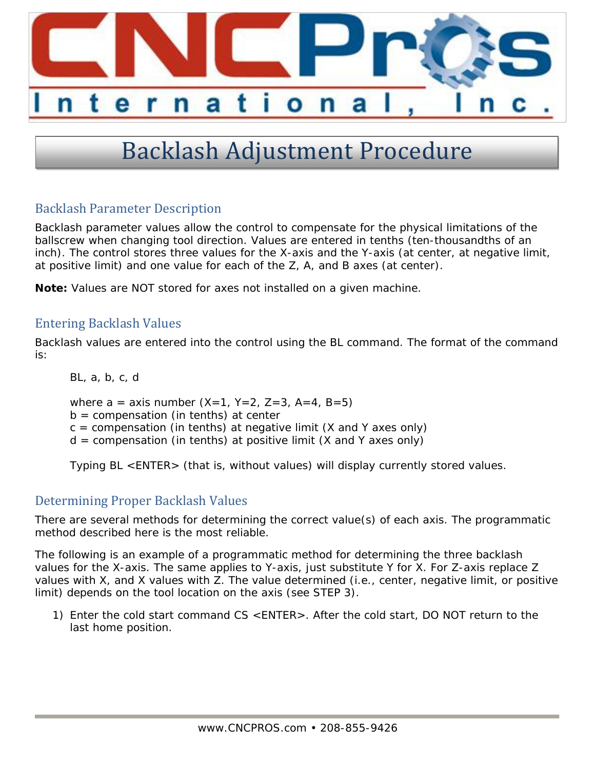CNCPros International, Inc.

# Backlash Adjustment Procedure

## Backlash Parameter Description

Backlash parameter values allow the control to compensate for the physical limitations of the ballscrew when changing tool direction. Values are entered in tenths (ten-thousandths of an inch). The control stores three values for the X-axis and the Y-axis (at center, at negative limit, at positive limit) and one value for each of the Z, A, and B axes (at center).

**Note:** Values are NOT stored for axes not installed on a given machine.

## Entering Backlash Values

Backlash values are entered into the control using the BL command. The format of the command is:

BL, a, b, c, d

where a = axis number (X=1, Y=2, Z=3, A=4, B=5)
b = compensation (in tenths) at center
c = compensation (in tenths) at negative limit (X and Y axes only)
d = compensation (in tenths) at positive limit (X and Y axes only)

Typing BL <ENTER> (that is, without values) will display currently stored values.

## Determining Proper Backlash Values

There are several methods for determining the correct value(s) of each axis. The programmatic method described here is the most reliable.

The following is an example of a programmatic method for determining the three backlash values for the X-axis. The same applies to Y-axis, just substitute Y for X. For Z-axis replace Z values with X, and X values with Z. The value determined (i.e., center, negative limit, or positive limit) depends on the tool location on the axis (see STEP 3).

1) Enter the cold start command CS <ENTER>. After the cold start, DO NOT return to the last home position.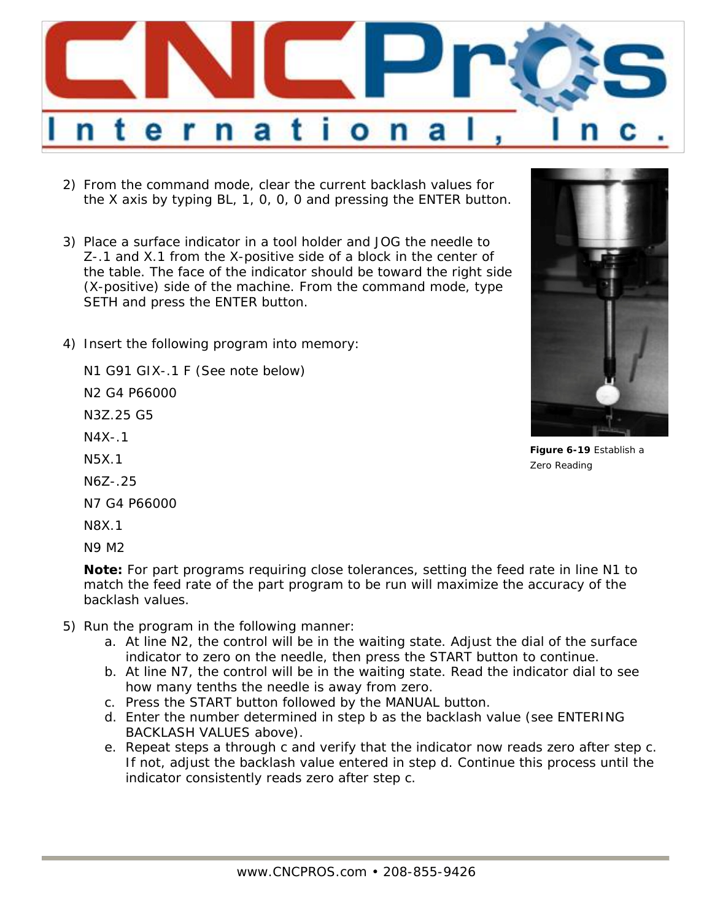2) From the command mode, clear the current backlash values for the X axis by typing BL, 1, 0, 0, 0 and pressing the ENTER button.

3) Place a surface indicator in a tool holder and JOG the needle to Z-.1 and X.1 from the X-positive side of a block in the center of the table. The face of the indicator should be toward the right side (X-positive) side of the machine. From the command mode, type SETH and press the ENTER button.

4) Insert the following program into memory:

```
N1 G91 GIX-.1 F (See note below)
N2 G4 P66000
N3Z.25 G5
N4X-.1
N5X.1
N6Z-.25
N7 G4 P66000
N8X.1
N9 M2
```

**Note:** For part programs requiring close tolerances, setting the feed rate in line N1 to match the feed rate of the part program to be run will maximize the accuracy of the backlash values.

**Figure 6-19** Establish a Zero Reading

5) Run the program in the following manner:
   a. At line N2, the control will be in the waiting state. Adjust the dial of the surface indicator to zero on the needle, then press the START button to continue.
   b. At line N7, the control will be in the waiting state. Read the indicator dial to see how many tenths the needle is away from zero.
   c. Press the START button followed by the MANUAL button.
   d. Enter the number determined in step b as the backlash value (see ENTERING BACKLASH VALUES above).
   e. Repeat steps a through c and verify that the indicator now reads zero after step c. If not, adjust the backlash value entered in step d. Continue this process until the indicator consistently reads zero after step c.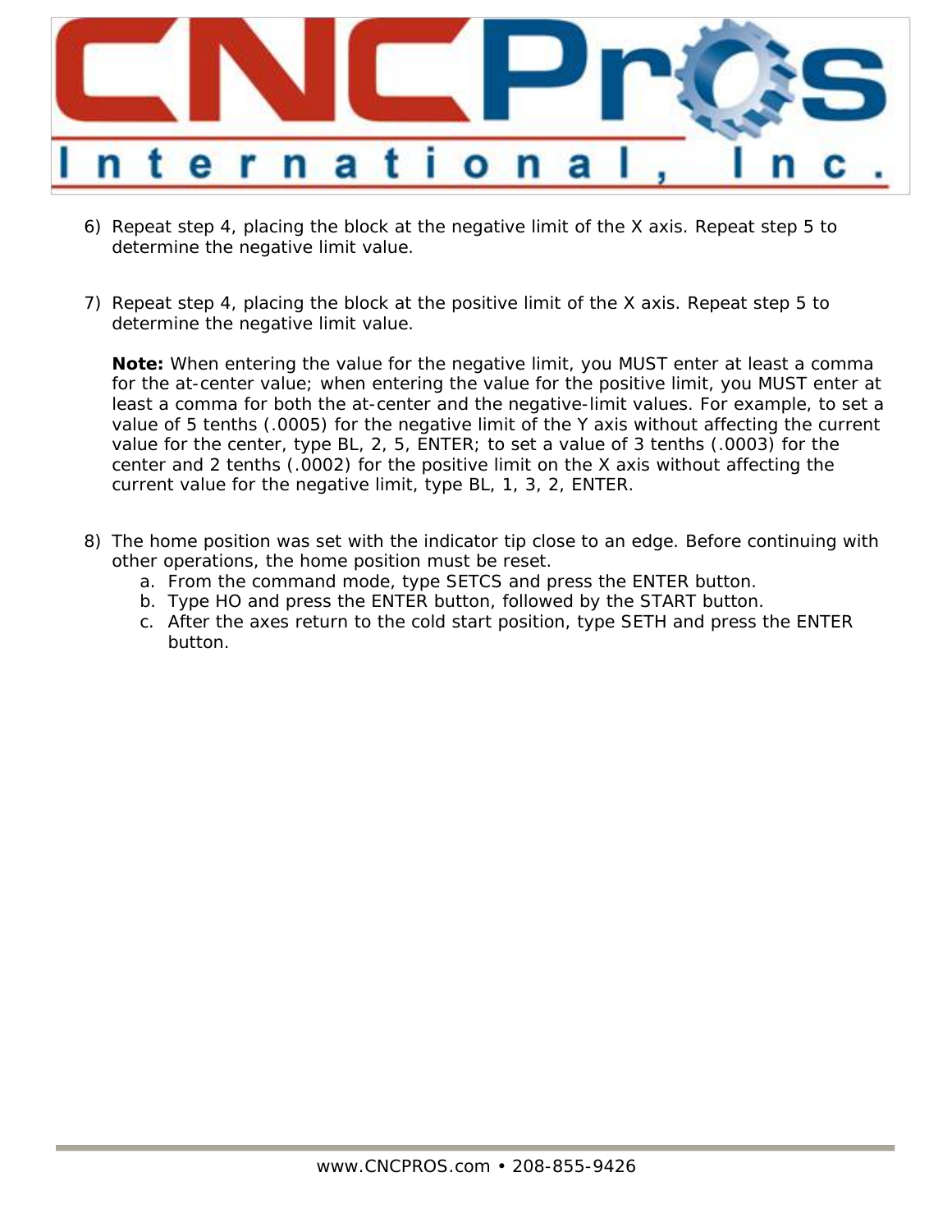6) Repeat step 4, placing the block at the negative limit of the X axis. Repeat step 5 to determine the negative limit value.

7) Repeat step 4, placing the block at the positive limit of the X axis. Repeat step 5 to determine the negative limit value.

   **Note:** When entering the value for the negative limit, you MUST enter at least a comma for the at-center value; when entering the value for the positive limit, you MUST enter at least a comma for both the at-center and the negative-limit values. For example, to set a value of 5 tenths (.0005) for the negative limit of the Y axis without affecting the current value for the center, type BL, 2, 5, ENTER; to set a value of 3 tenths (.0003) for the center and 2 tenths (.0002) for the positive limit on the X axis without affecting the current value for the negative limit, type BL, 1, 3, 2, ENTER.

8) The home position was set with the indicator tip close to an edge. Before continuing with other operations, the home position must be reset.
   a. From the command mode, type SETCS and press the ENTER button.
   b. Type HO and press the ENTER button, followed by the START button.
   c. After the axes return to the cold start position, type SETH and press the ENTER button.